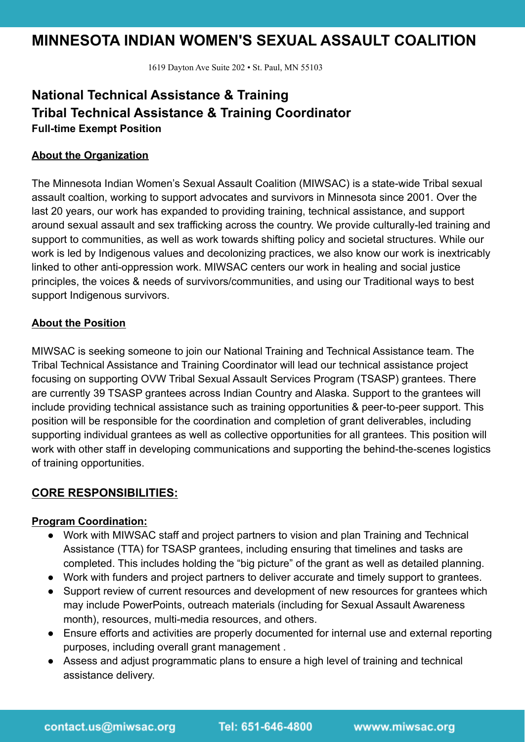# MINNESOTA INDIAN WOMEN'S SEXUAL ASSAULT COALITION

1619 Dayton Ave Suite 202 • St. Paul, MN 55103

## National Technical Assistance & Training
## Tribal Technical Assistance & Training Coordinator

**Full-time Exempt Position**

**About the Organization**

The Minnesota Indian Women's Sexual Assault Coalition (MIWSAC) is a state-wide Tribal sexual assault coaltion, working to support advocates and survivors in Minnesota since 2001. Over the last 20 years, our work has expanded to providing training, technical assistance, and support around sexual assault and sex trafficking across the country. We provide culturally-led training and support to communities, as well as work towards shifting policy and societal structures. While our work is led by Indigenous values and decolonizing practices, we also know our work is inextricably linked to other anti-oppression work. MIWSAC centers our work in healing and social justice principles, the voices & needs of survivors/communities, and using our Traditional ways to best support Indigenous survivors.

**About the Position**

MIWSAC is seeking someone to join our National Training and Technical Assistance team. The Tribal Technical Assistance and Training Coordinator will lead our technical assistance project focusing on supporting OVW Tribal Sexual Assault Services Program (TSASP) grantees. There are currently 39 TSASP grantees across Indian Country and Alaska. Support to the grantees will include providing technical assistance such as training opportunities & peer-to-peer support. This position will be responsible for the coordination and completion of grant deliverables, including supporting individual grantees as well as collective opportunities for all grantees. This position will work with other staff in developing communications and supporting the behind-the-scenes logistics of training opportunities.

### CORE RESPONSIBILITIES:

**Program Coordination:**

- Work with MIWSAC staff and project partners to vision and plan Training and Technical Assistance (TTA) for TSASP grantees, including ensuring that timelines and tasks are completed. This includes holding the "big picture" of the grant as well as detailed planning.
- Work with funders and project partners to deliver accurate and timely support to grantees.
- Support review of current resources and development of new resources for grantees which may include PowerPoints, outreach materials (including for Sexual Assault Awareness month), resources, multi-media resources, and others.
- Ensure efforts and activities are properly documented for internal use and external reporting purposes, including overall grant management .
- Assess and adjust programmatic plans to ensure a high level of training and technical assistance delivery.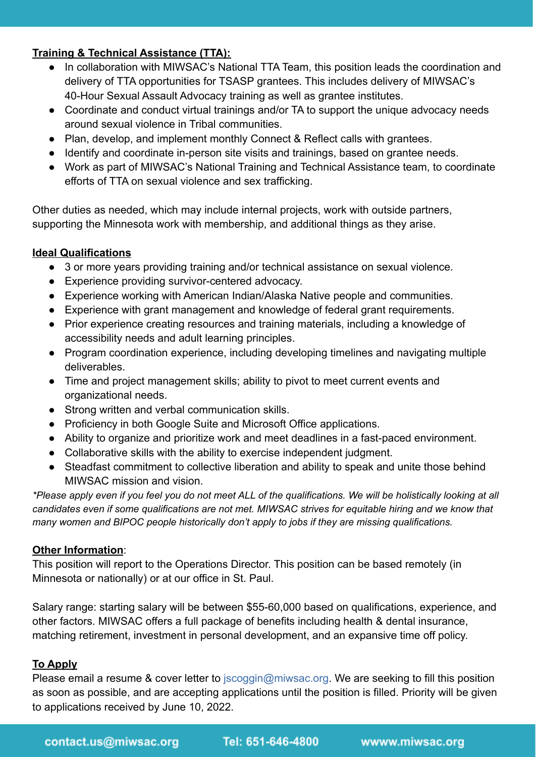**Training & Technical Assistance (TTA):**

- In collaboration with MIWSAC's National TTA Team, this position leads the coordination and delivery of TTA opportunities for TSASP grantees. This includes delivery of MIWSAC's 40-Hour Sexual Assault Advocacy training as well as grantee institutes.
- Coordinate and conduct virtual trainings and/or TA to support the unique advocacy needs around sexual violence in Tribal communities.
- Plan, develop, and implement monthly Connect & Reflect calls with grantees.
- Identify and coordinate in-person site visits and trainings, based on grantee needs.
- Work as part of MIWSAC's National Training and Technical Assistance team, to coordinate efforts of TTA on sexual violence and sex trafficking.

Other duties as needed, which may include internal projects, work with outside partners, supporting the Minnesota work with membership, and additional things as they arise.

**Ideal Qualifications**

- 3 or more years providing training and/or technical assistance on sexual violence.
- Experience providing survivor-centered advocacy.
- Experience working with American Indian/Alaska Native people and communities.
- Experience with grant management and knowledge of federal grant requirements.
- Prior experience creating resources and training materials, including a knowledge of accessibility needs and adult learning principles.
- Program coordination experience, including developing timelines and navigating multiple deliverables.
- Time and project management skills; ability to pivot to meet current events and organizational needs.
- Strong written and verbal communication skills.
- Proficiency in both Google Suite and Microsoft Office applications.
- Ability to organize and prioritize work and meet deadlines in a fast-paced environment.
- Collaborative skills with the ability to exercise independent judgment.
- Steadfast commitment to collective liberation and ability to speak and unite those behind MIWSAC mission and vision.

*\*Please apply even if you feel you do not meet ALL of the qualifications. We will be holistically looking at all candidates even if some qualifications are not met. MIWSAC strives for equitable hiring and we know that many women and BIPOC people historically don't apply to jobs if they are missing qualifications.*

**Other Information**:

This position will report to the Operations Director. This position can be based remotely (in Minnesota or nationally) or at our office in St. Paul.

Salary range: starting salary will be between $55-60,000 based on qualifications, experience, and other factors. MIWSAC offers a full package of benefits including health & dental insurance, matching retirement, investment in personal development, and an expansive time off policy.

**To Apply**

Please email a resume & cover letter to jscoggin@miwsac.org. We are seeking to fill this position as soon as possible, and are accepting applications until the position is filled. Priority will be given to applications received by June 10, 2022.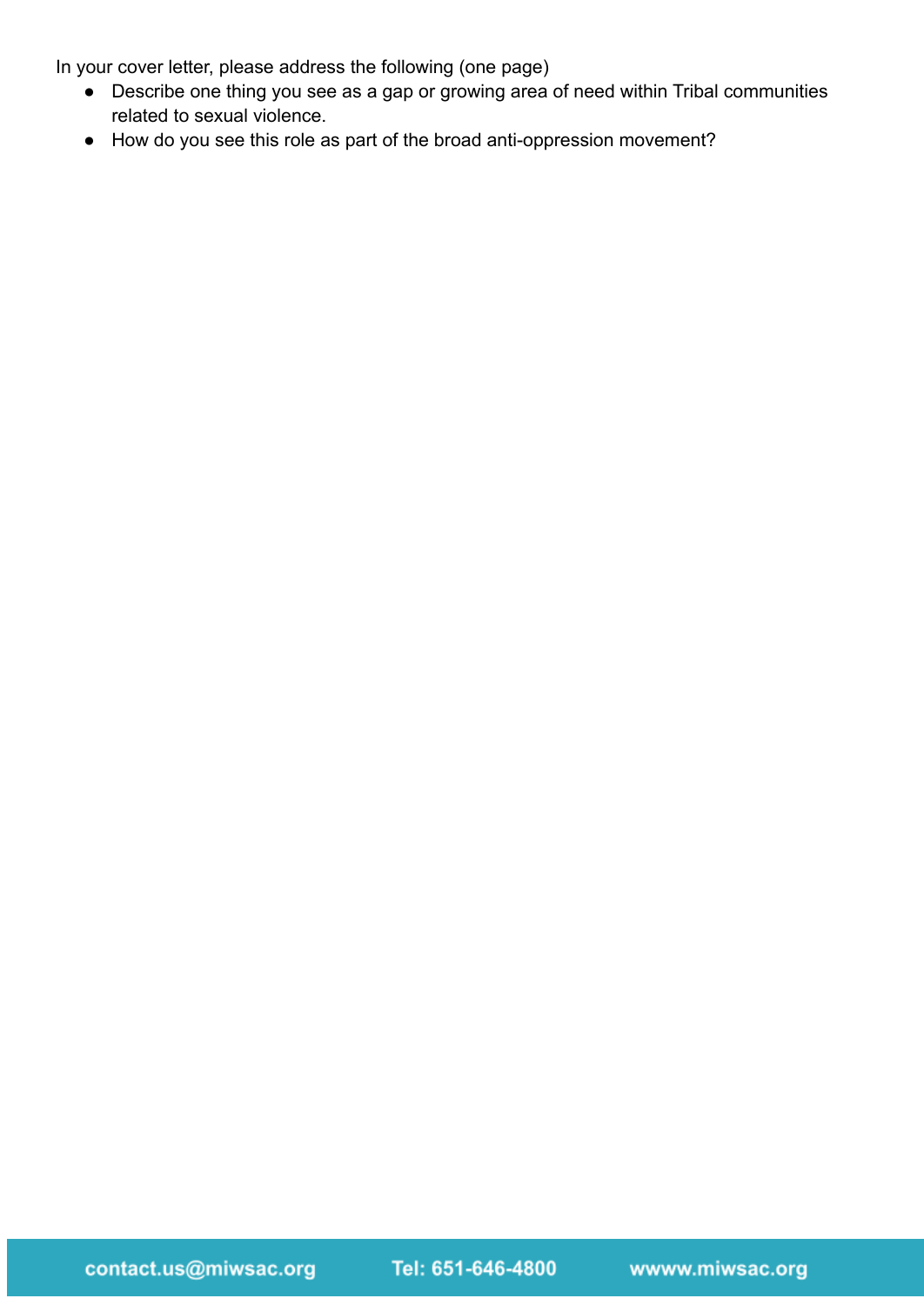In your cover letter, please address the following (one page)

- Describe one thing you see as a gap or growing area of need within Tribal communities related to sexual violence.
- How do you see this role as part of the broad anti-oppression movement?